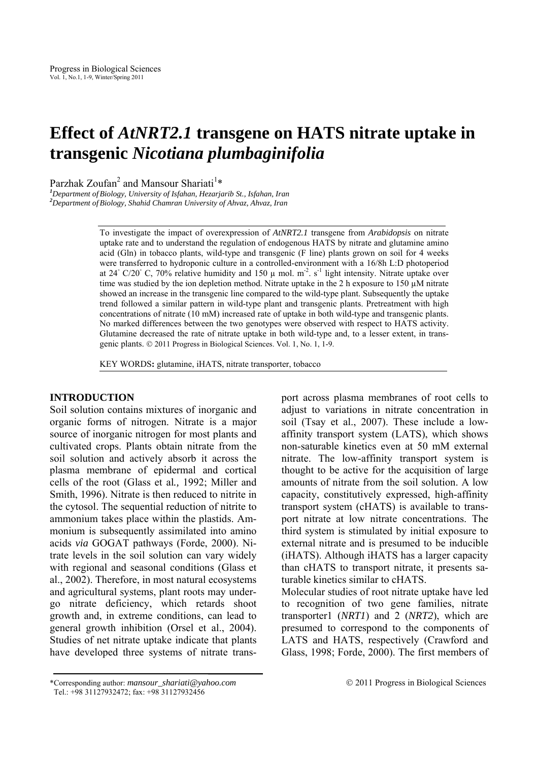// Effect of AtNRT2.1 transgene on HATS nitrate uptake in transgenic Nicotiana plumbaginifolia

# Effect of *AtNRT2.1* transgene on HATS nitrate uptake in transgenic *Nicotiana plumbaginifolia*

Parzhak Zoufan[2] and Mansour Shariati[1]*

[1]*Department of Biology, University of Isfahan, Hezarjarib St., Isfahan, Iran*
[2]*Department of Biology, Shahid Chamran University of Ahvaz, Ahvaz, Iran*

To investigate the impact of overexpression of *AtNRT2.1* transgene from *Arabidopsis* on nitrate uptake rate and to understand the regulation of endogenous HATS by nitrate and glutamine amino acid (Gln) in tobacco plants, wild-type and transgenic (F line) plants grown on soil for 4 weeks were transferred to hydroponic culture in a controlled-environment with a 16/8h L:D photoperiod at 24° C/20° C, 70% relative humidity and 150 μ mol. $m^{-2}$. $s^{-1}$ light intensity. Nitrate uptake over time was studied by the ion depletion method. Nitrate uptake in the 2 h exposure to 150 μM nitrate showed an increase in the transgenic line compared to the wild-type plant. Subsequently the uptake trend followed a similar pattern in wild-type plant and transgenic plants. Pretreatment with high concentrations of nitrate (10 mM) increased rate of uptake in both wild-type and transgenic plants. No marked differences between the two genotypes were observed with respect to HATS activity. Glutamine decreased the rate of nitrate uptake in both wild-type and, to a lesser extent, in transgenic plants. © 2011 Progress in Biological Sciences. Vol. 1, No. 1, 1-9.

KEY WORDS**:** glutamine, iHATS, nitrate transporter, tobacco

## INTRODUCTION

Soil solution contains mixtures of inorganic and organic forms of nitrogen. Nitrate is a major source of inorganic nitrogen for most plants and cultivated crops. Plants obtain nitrate from the soil solution and actively absorb it across the plasma membrane of epidermal and cortical cells of the root (Glass et al*.,* 1992; Miller and Smith, 1996). Nitrate is then reduced to nitrite in the cytosol. The sequential reduction of nitrite to ammonium takes place within the plastids. Ammonium is subsequently assimilated into amino acids *via* GOGAT pathways (Forde, 2000). Nitrate levels in the soil solution can vary widely with regional and seasonal conditions (Glass et al., 2002). Therefore, in most natural ecosystems and agricultural systems, plant roots may undergo nitrate deficiency, which retards shoot growth and, in extreme conditions, can lead to general growth inhibition (Orsel et al., 2004). Studies of net nitrate uptake indicate that plants have developed three systems of nitrate transport across plasma membranes of root cells to adjust to variations in nitrate concentration in soil (Tsay et al., 2007). These include a low-affinity transport system (LATS), which shows non-saturable kinetics even at 50 mM external nitrate. The low-affinity transport system is thought to be active for the acquisition of large amounts of nitrate from the soil solution. A low capacity, constitutively expressed, high-affinity transport system (cHATS) is available to transport nitrate at low nitrate concentrations. The third system is stimulated by initial exposure to external nitrate and is presumed to be inducible (iHATS). Although iHATS has a larger capacity than cHATS to transport nitrate, it presents saturable kinetics similar to cHATS.

Molecular studies of root nitrate uptake have led to recognition of two gene families, nitrate transporter1 (*NRT1*) and 2 (*NRT2*), which are presumed to correspond to the components of LATS and HATS, respectively (Crawford and Glass, 1998; Forde, 2000). The first members of

*Corresponding author: *mansour_shariati@yahoo.com*
Tel.: +98 31127932472; fax: +98 31127932456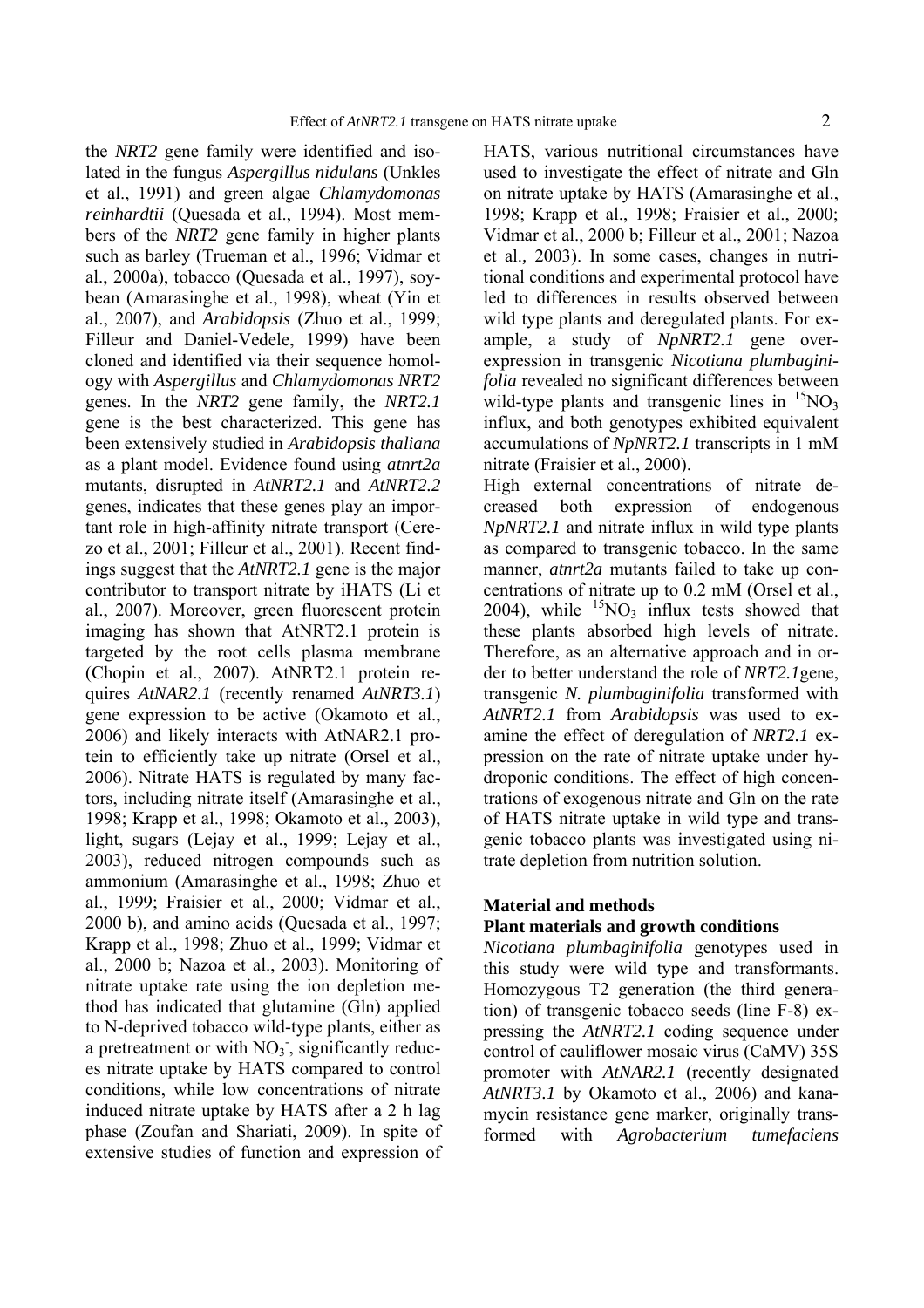the *NRT2* gene family were identified and isolated in the fungus *Aspergillus nidulans* (Unkles et al., 1991) and green algae *Chlamydomonas reinhardtii* (Quesada et al., 1994). Most members of the *NRT2* gene family in higher plants such as barley (Trueman et al., 1996; Vidmar et al., 2000a), tobacco (Quesada et al., 1997), soybean (Amarasinghe et al., 1998), wheat (Yin et al., 2007), and *Arabidopsis* (Zhuo et al., 1999; Filleur and Daniel-Vedele, 1999) have been cloned and identified via their sequence homology with *Aspergillus* and *Chlamydomonas NRT2* genes. In the *NRT2* gene family, the *NRT2.1* gene is the best characterized. This gene has been extensively studied in *Arabidopsis thaliana* as a plant model. Evidence found using *atnrt2a* mutants, disrupted in *AtNRT2.1* and *AtNRT2.2* genes, indicates that these genes play an important role in high-affinity nitrate transport (Cerezo et al., 2001; Filleur et al., 2001). Recent findings suggest that the *AtNRT2.1* gene is the major contributor to transport nitrate by iHATS (Li et al., 2007). Moreover, green fluorescent protein imaging has shown that AtNRT2.1 protein is targeted by the root cells plasma membrane (Chopin et al., 2007). AtNRT2.1 protein requires *AtNAR2.1* (recently renamed *AtNRT3.1*) gene expression to be active (Okamoto et al., 2006) and likely interacts with AtNAR2.1 protein to efficiently take up nitrate (Orsel et al., 2006). Nitrate HATS is regulated by many factors, including nitrate itself (Amarasinghe et al., 1998; Krapp et al., 1998; Okamoto et al., 2003), light, sugars (Lejay et al., 1999; Lejay et al., 2003), reduced nitrogen compounds such as ammonium (Amarasinghe et al., 1998; Zhuo et al., 1999; Fraisier et al., 2000; Vidmar et al., 2000 b), and amino acids (Quesada et al., 1997; Krapp et al., 1998; Zhuo et al., 1999; Vidmar et al., 2000 b; Nazoa et al., 2003). Monitoring of nitrate uptake rate using the ion depletion method has indicated that glutamine (Gln) applied to N-deprived tobacco wild-type plants, either as a pretreatment or with $NO_3^-$, significantly reduces nitrate uptake by HATS compared to control conditions, while low concentrations of nitrate induced nitrate uptake by HATS after a 2 h lag phase (Zoufan and Shariati, 2009). In spite of extensive studies of function and expression of HATS, various nutritional circumstances have used to investigate the effect of nitrate and Gln on nitrate uptake by HATS (Amarasinghe et al., 1998; Krapp et al., 1998; Fraisier et al., 2000; Vidmar et al., 2000 b; Filleur et al., 2001; Nazoa et al., 2003). In some cases, changes in nutritional conditions and experimental protocol have led to differences in results observed between wild type plants and deregulated plants. For example, a study of *NpNRT2.1* gene overexpression in transgenic *Nicotiana plumbaginifolia* revealed no significant differences between wild-type plants and transgenic lines in $^{15}NO_3$ influx, and both genotypes exhibited equivalent accumulations of *NpNRT2.1* transcripts in 1 mM nitrate (Fraisier et al., 2000).

High external concentrations of nitrate decreased both expression of endogenous *NpNRT2.1* and nitrate influx in wild type plants as compared to transgenic tobacco. In the same manner, *atnrt2a* mutants failed to take up concentrations of nitrate up to 0.2 mM (Orsel et al., 2004), while $^{15}NO_3$ influx tests showed that these plants absorbed high levels of nitrate. Therefore, as an alternative approach and in order to better understand the role of *NRT2.1*gene, transgenic *N. plumbaginifolia* transformed with *AtNRT2.1* from *Arabidopsis* was used to examine the effect of deregulation of *NRT2.1* expression on the rate of nitrate uptake under hydroponic conditions. The effect of high concentrations of exogenous nitrate and Gln on the rate of HATS nitrate uptake in wild type and transgenic tobacco plants was investigated using nitrate depletion from nutrition solution.

## Material and methods

### Plant materials and growth conditions

*Nicotiana plumbaginifolia* genotypes used in this study were wild type and transformants. Homozygous T2 generation (the third generation) of transgenic tobacco seeds (line F-8) expressing the *AtNRT2.1* coding sequence under control of cauliflower mosaic virus (CaMV) 35S promoter with *AtNAR2.1* (recently designated *AtNRT3.1* by Okamoto et al., 2006) and kanamycin resistance gene marker, originally transformed with *Agrobacterium tumefaciens*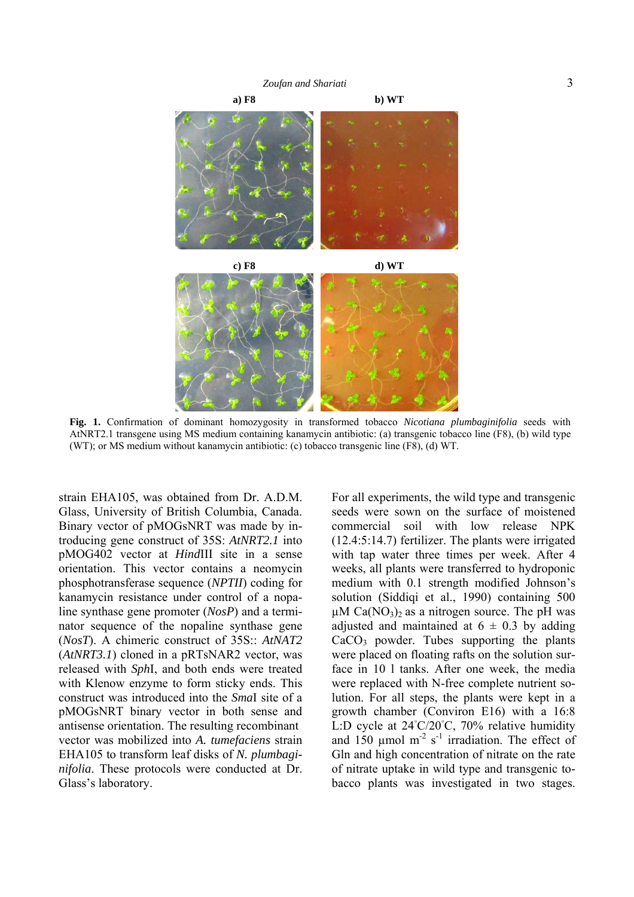**a) F8** **b) WT**

**c) F8** **d) WT**

**Fig. 1.** Confirmation of dominant homozygosity in transformed tobacco *Nicotiana plumbaginifolia* seeds with AtNRT2.1 transgene using MS medium containing kanamycin antibiotic: (a) transgenic tobacco line (F8), (b) wild type (WT); or MS medium without kanamycin antibiotic: (c) tobacco transgenic line (F8), (d) WT.

strain EHA105, was obtained from Dr. A.D.M. Glass, University of British Columbia, Canada. Binary vector of pMOGsNRT was made by introducing gene construct of 35S: *AtNRT2.1* into pMOG402 vector at *Hind*III site in a sense orientation. This vector contains a neomycin phosphotransferase sequence (*NPTII*) coding for kanamycin resistance under control of a nopaline synthase gene promoter (*NosP*) and a terminator sequence of the nopaline synthase gene (*NosT*). A chimeric construct of 35S:: *AtNAT2* (*AtNRT3.1*) cloned in a pRTsNAR2 vector, was released with *Sph*I, and both ends were treated with Klenow enzyme to form sticky ends. This construct was introduced into the *Sma*I site of a pMOGsNRT binary vector in both sense and antisense orientation. The resulting recombinant vector was mobilized into *A. tumefaciens* strain EHA105 to transform leaf disks of *N. plumbaginifolia*. These protocols were conducted at Dr. Glass's laboratory.

For all experiments, the wild type and transgenic seeds were sown on the surface of moistened commercial soil with low release NPK (12.4:5:14.7) fertilizer. The plants were irrigated with tap water three times per week. After 4 weeks, all plants were transferred to hydroponic medium with 0.1 strength modified Johnson's solution (Siddiqi et al., 1990) containing 500 µM $Ca(NO_3)_2$ as a nitrogen source. The pH was adjusted and maintained at $6 \pm 0.3$ by adding $CaCO_3$ powder. Tubes supporting the plants were placed on floating rafts on the solution surface in 10 l tanks. After one week, the media were replaced with N-free complete nutrient solution. For all steps, the plants were kept in a growth chamber (Conviron E16) with a 16:8 L:D cycle at 24°C/20°C, 70% relative humidity and 150 µmol $m^{-2}$ $s^{-1}$ irradiation. The effect of Gln and high concentration of nitrate on the rate of nitrate uptake in wild type and transgenic tobacco plants was investigated in two stages.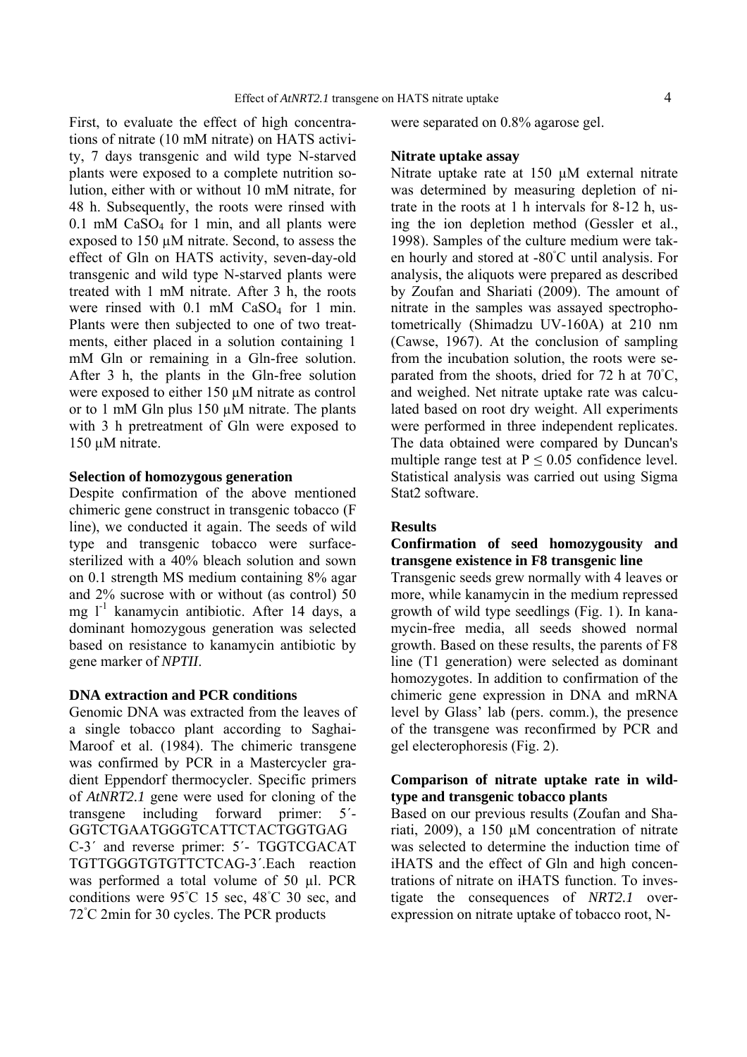First, to evaluate the effect of high concentrations of nitrate (10 mM nitrate) on HATS activity, 7 days transgenic and wild type N-starved plants were exposed to a complete nutrition solution, either with or without 10 mM nitrate, for 48 h. Subsequently, the roots were rinsed with 0.1 mM $CaSO_4$ for 1 min, and all plants were exposed to 150 µM nitrate. Second, to assess the effect of Gln on HATS activity, seven-day-old transgenic and wild type N-starved plants were treated with 1 mM nitrate. After 3 h, the roots were rinsed with 0.1 mM $CaSO_4$ for 1 min. Plants were then subjected to one of two treatments, either placed in a solution containing 1 mM Gln or remaining in a Gln-free solution. After 3 h, the plants in the Gln-free solution were exposed to either 150 µM nitrate as control or to 1 mM Gln plus 150 µM nitrate. The plants with 3 h pretreatment of Gln were exposed to 150 µM nitrate.

**Selection of homozygous generation**

Despite confirmation of the above mentioned chimeric gene construct in transgenic tobacco (F line), we conducted it again. The seeds of wild type and transgenic tobacco were surface-sterilized with a 40% bleach solution and sown on 0.1 strength MS medium containing 8% agar and 2% sucrose with or without (as control) 50 mg $l^{-1}$ kanamycin antibiotic. After 14 days, a dominant homozygous generation was selected based on resistance to kanamycin antibiotic by gene marker of *NPTII*.

**DNA extraction and PCR conditions**

Genomic DNA was extracted from the leaves of a single tobacco plant according to Saghai-Maroof et al. (1984). The chimeric transgene was confirmed by PCR in a Mastercycler gradient Eppendorf thermocycler. Specific primers of *AtNRT2.1* gene were used for cloning of the transgene including forward primer: 5´-GGTCTGAATGGGTCATTCTACTGGTGAG C-3´ and reverse primer: 5´- TGGTCGACAT TGTTGGGTGTGTTCTCAG-3´.Each reaction was performed a total volume of 50 µl. PCR conditions were 95°C 15 sec, 48°C 30 sec, and 72°C 2min for 30 cycles. The PCR products were separated on 0.8% agarose gel.

**Nitrate uptake assay**

Nitrate uptake rate at 150 µM external nitrate was determined by measuring depletion of nitrate in the roots at 1 h intervals for 8-12 h, using the ion depletion method (Gessler et al., 1998). Samples of the culture medium were taken hourly and stored at -80°C until analysis. For analysis, the aliquots were prepared as described by Zoufan and Shariati (2009). The amount of nitrate in the samples was assayed spectrophotometrically (Shimadzu UV-160A) at 210 nm (Cawse, 1967). At the conclusion of sampling from the incubation solution, the roots were separated from the shoots, dried for 72 h at 70°C, and weighed. Net nitrate uptake rate was calculated based on root dry weight. All experiments were performed in three independent replicates. The data obtained were compared by Duncan's multiple range test at $P \leq 0.05$ confidence level. Statistical analysis was carried out using Sigma Stat2 software.

## Results

**Confirmation of seed homozygousity and transgene existence in F8 transgenic line**

Transgenic seeds grew normally with 4 leaves or more, while kanamycin in the medium repressed growth of wild type seedlings (Fig. 1). In kanamycin-free media, all seeds showed normal growth. Based on these results, the parents of F8 line (T1 generation) were selected as dominant homozygotes. In addition to confirmation of the chimeric gene expression in DNA and mRNA level by Glass' lab (pers. comm.), the presence of the transgene was reconfirmed by PCR and gel electerophoresis (Fig. 2).

**Comparison of nitrate uptake rate in wild-type and transgenic tobacco plants**

Based on our previous results (Zoufan and Shariati, 2009), a 150 µM concentration of nitrate was selected to determine the induction time of iHATS and the effect of Gln and high concentrations of nitrate on iHATS function. To investigate the consequences of *NRT2.1* over-expression on nitrate uptake of tobacco root, N-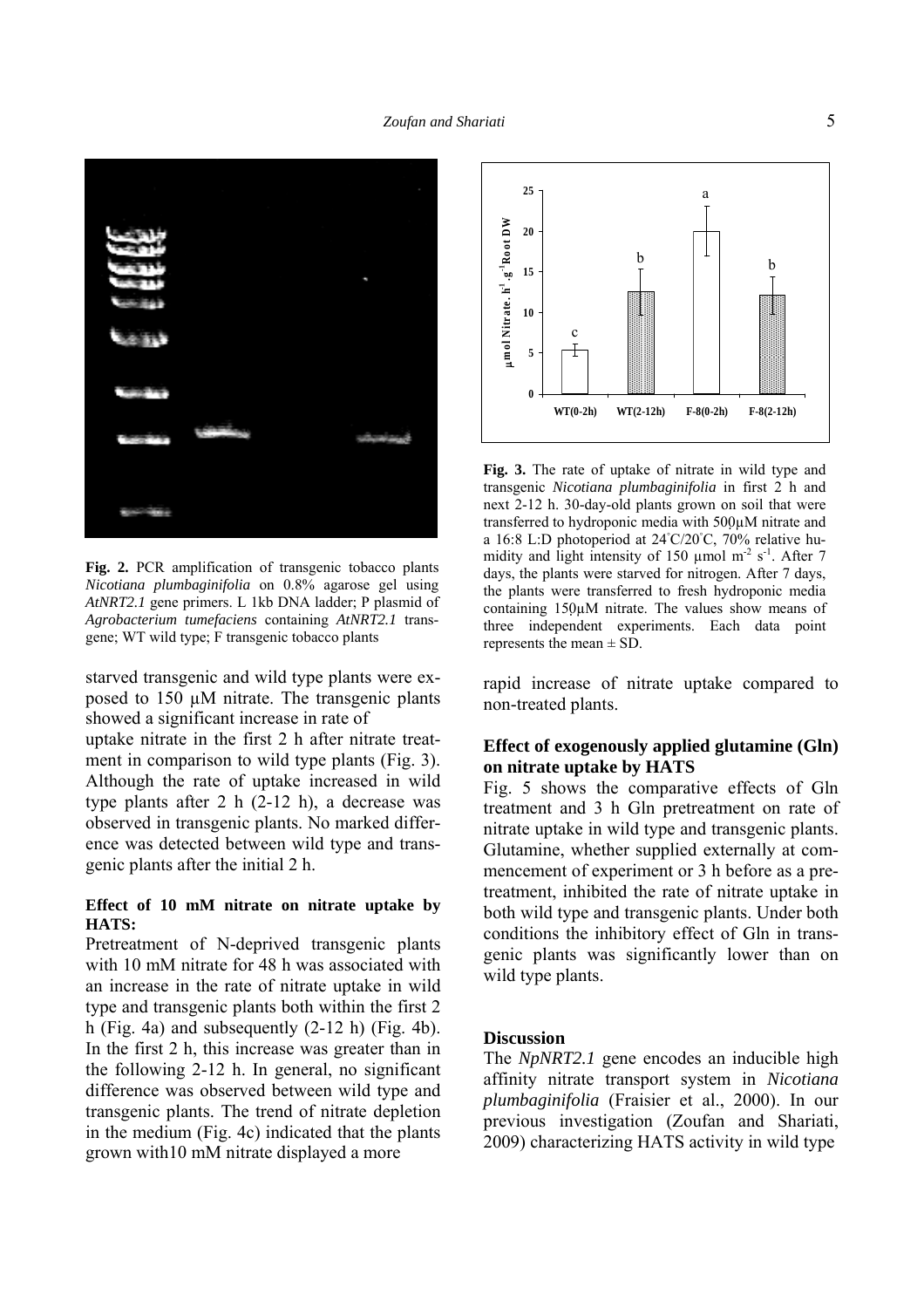**Fig. 2.** PCR amplification of transgenic tobacco plants *Nicotiana plumbaginifolia* on 0.8% agarose gel using *AtNRT2.1* gene primers. L 1kb DNA ladder; P plasmid of *Agrobacterium tumefaciens* containing *AtNRT2.1* transgene; WT wild type; F transgenic tobacco plants

**Fig. 3.** The rate of uptake of nitrate in wild type and transgenic *Nicotiana plumbaginifolia* in first 2 h and next 2-12 h. 30-day-old plants grown on soil that were transferred to hydroponic media with 500µM nitrate and a 16:8 L:D photoperiod at 24°C/20°C, 70% relative humidity and light intensity of 150 µmol $m^{-2}$ $s^{-1}$. After 7 days, the plants were starved for nitrogen. After 7 days, the plants were transferred to fresh hydroponic media containing 150µM nitrate. The values show means of three independent experiments. Each data point represents the mean ± SD.

starved transgenic and wild type plants were exposed to 150 µM nitrate. The transgenic plants showed a significant increase in rate of uptake nitrate in the first 2 h after nitrate treatment in comparison to wild type plants (Fig. 3). Although the rate of uptake increased in wild type plants after 2 h (2-12 h), a decrease was observed in transgenic plants. No marked difference was detected between wild type and transgenic plants after the initial 2 h.

**Effect of 10 mM nitrate on nitrate uptake by HATS:**

Pretreatment of N-deprived transgenic plants with 10 mM nitrate for 48 h was associated with an increase in the rate of nitrate uptake in wild type and transgenic plants both within the first 2 h (Fig. 4a) and subsequently (2-12 h) (Fig. 4b). In the first 2 h, this increase was greater than in the following 2-12 h. In general, no significant difference was observed between wild type and transgenic plants. The trend of nitrate depletion in the medium (Fig. 4c) indicated that the plants grown with10 mM nitrate displayed a more rapid increase of nitrate uptake compared to non-treated plants.

### Effect of exogenously applied glutamine (Gln) on nitrate uptake by HATS

Fig. 5 shows the comparative effects of Gln treatment and 3 h Gln pretreatment on rate of nitrate uptake in wild type and transgenic plants. Glutamine, whether supplied externally at commencement of experiment or 3 h before as a pretreatment, inhibited the rate of nitrate uptake in both wild type and transgenic plants. Under both conditions the inhibitory effect of Gln in transgenic plants was significantly lower than on wild type plants.

## Discussion

The *NpNRT2.1* gene encodes an inducible high affinity nitrate transport system in *Nicotiana plumbaginifolia* (Fraisier et al., 2000). In our previous investigation (Zoufan and Shariati, 2009) characterizing HATS activity in wild type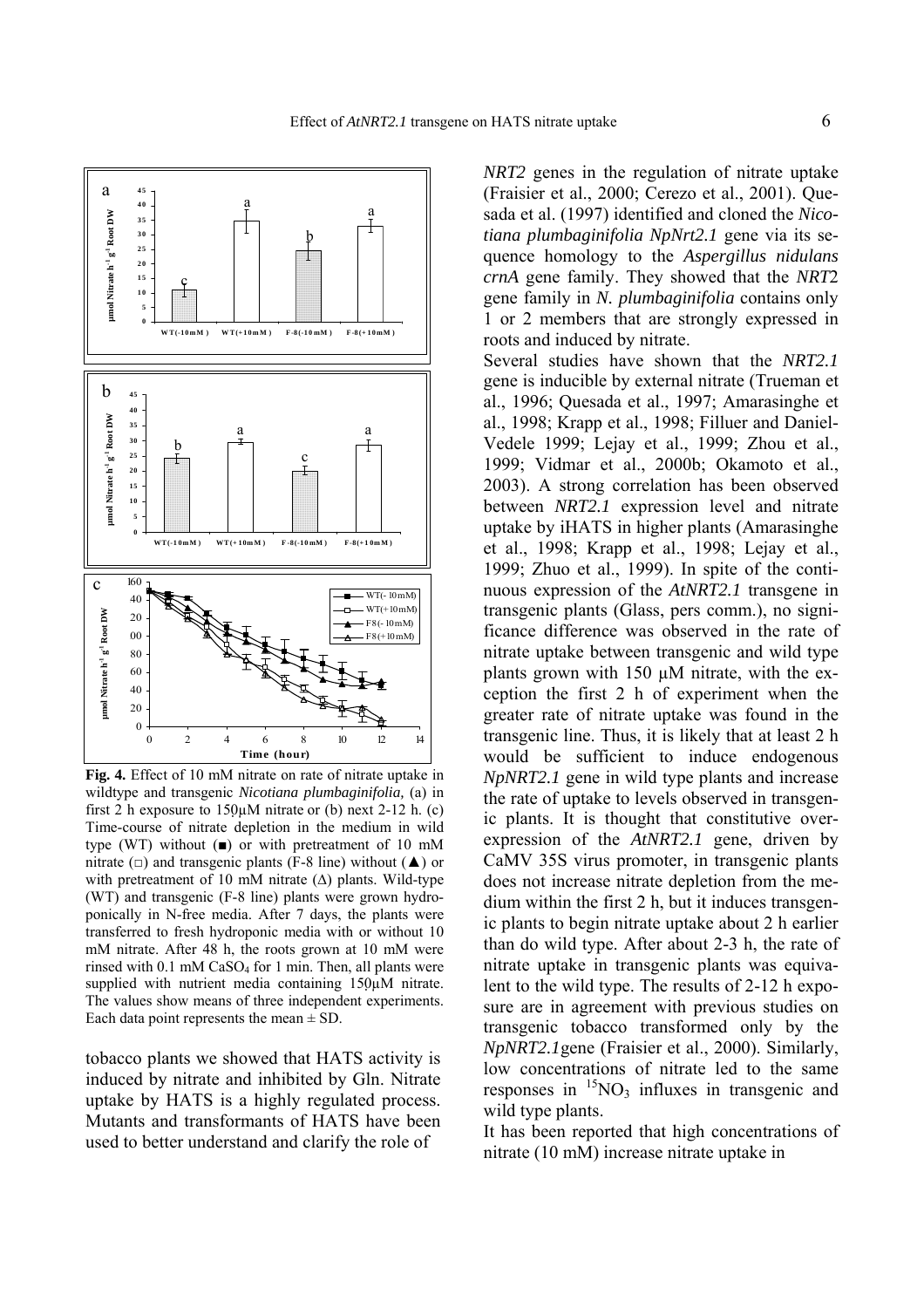**Fig. 4.** Effect of 10 mM nitrate on rate of nitrate uptake in wildtype and transgenic *Nicotiana plumbaginifolia,* (a) in first 2 h exposure to 150µM nitrate or (b) next 2-12 h. (c) Time-course of nitrate depletion in the medium in wild type (WT) without (■) or with pretreatment of 10 mM nitrate (□) and transgenic plants (F-8 line) without (▲) or with pretreatment of 10 mM nitrate (Δ) plants. Wild-type (WT) and transgenic (F-8 line) plants were grown hydroponically in N-free media. After 7 days, the plants were transferred to fresh hydroponic media with or without 10 mM nitrate. After 48 h, the roots grown at 10 mM were rinsed with 0.1 mM $CaSO_4$ for 1 min. Then, all plants were supplied with nutrient media containing 150µM nitrate. The values show means of three independent experiments. Each data point represents the mean ± SD.

tobacco plants we showed that HATS activity is induced by nitrate and inhibited by Gln. Nitrate uptake by HATS is a highly regulated process. Mutants and transformants of HATS have been used to better understand and clarify the role of *NRT2* genes in the regulation of nitrate uptake (Fraisier et al., 2000; Cerezo et al., 2001). Quesada et al. (1997) identified and cloned the *Nicotiana plumbaginifolia NpNrt2.1* gene via its sequence homology to the *Aspergillus nidulans crnA* gene family. They showed that the *NRT*2 gene family in *N. plumbaginifolia* contains only 1 or 2 members that are strongly expressed in roots and induced by nitrate.

Several studies have shown that the *NRT2.1* gene is inducible by external nitrate (Trueman et al., 1996; Quesada et al., 1997; Amarasinghe et al., 1998; Krapp et al., 1998; Filluer and Daniel-Vedele 1999; Lejay et al., 1999; Zhou et al., 1999; Vidmar et al., 2000b; Okamoto et al., 2003). A strong correlation has been observed between *NRT2.1* expression level and nitrate uptake by iHATS in higher plants (Amarasinghe et al., 1998; Krapp et al., 1998; Lejay et al., 1999; Zhuo et al., 1999). In spite of the continuous expression of the *AtNRT2.1* transgene in transgenic plants (Glass, pers comm.), no significance difference was observed in the rate of nitrate uptake between transgenic and wild type plants grown with 150 µM nitrate, with the exception the first 2 h of experiment when the greater rate of nitrate uptake was found in the transgenic line. Thus, it is likely that at least 2 h would be sufficient to induce endogenous *NpNRT2.1* gene in wild type plants and increase the rate of uptake to levels observed in transgenic plants. It is thought that constitutive overexpression of the *AtNRT2.1* gene, driven by CaMV 35S virus promoter, in transgenic plants does not increase nitrate depletion from the medium within the first 2 h, but it induces transgenic plants to begin nitrate uptake about 2 h earlier than do wild type. After about 2-3 h, the rate of nitrate uptake in transgenic plants was equivalent to the wild type. The results of 2-12 h exposure are in agreement with previous studies on transgenic tobacco transformed only by the *NpNRT2.1*gene (Fraisier et al., 2000). Similarly, low concentrations of nitrate led to the same responses in $^{15}NO_3$ influxes in transgenic and wild type plants.

It has been reported that high concentrations of nitrate (10 mM) increase nitrate uptake in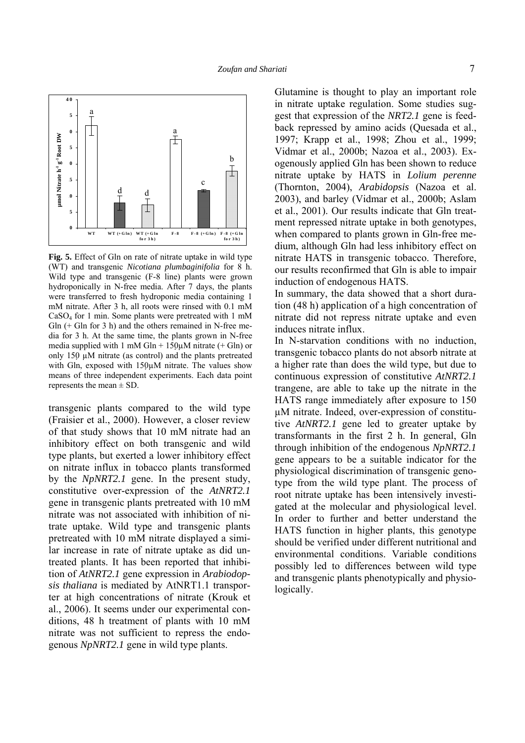**Fig. 5.** Effect of Gln on rate of nitrate uptake in wild type (WT) and transgenic *Nicotiana plumbaginifolia* for 8 h. Wild type and transgenic (F-8 line) plants were grown hydroponically in N-free media. After 7 days, the plants were transferred to fresh hydroponic media containing 1 mM nitrate. After 3 h, all roots were rinsed with 0.1 mM $CaSO_4$ for 1 min. Some plants were pretreated with 1 mM Gln (+ Gln for 3 h) and the others remained in N-free media for 3 h. At the same time, the plants grown in N-free media supplied with 1 mM Gln + 150μM nitrate (+ Gln) or only 150 μM nitrate (as control) and the plants pretreated with Gln, exposed with 150μM nitrate. The values show means of three independent experiments. Each data point represents the mean ± SD.

transgenic plants compared to the wild type (Fraisier et al., 2000). However, a closer review of that study shows that 10 mM nitrate had an inhibitory effect on both transgenic and wild type plants, but exerted a lower inhibitory effect on nitrate influx in tobacco plants transformed by the *NpNRT2.1* gene. In the present study, constitutive over-expression of the *AtNRT2.1* gene in transgenic plants pretreated with 10 mM nitrate was not associated with inhibition of nitrate uptake. Wild type and transgenic plants pretreated with 10 mM nitrate displayed a similar increase in rate of nitrate uptake as did untreated plants. It has been reported that inhibition of *AtNRT2.1* gene expression in *Arabiodopsis thaliana* is mediated by AtNRT1.1 transporter at high concentrations of nitrate (Krouk et al., 2006). It seems under our experimental conditions, 48 h treatment of plants with 10 mM nitrate was not sufficient to repress the endogenous *NpNRT2.1* gene in wild type plants.

Glutamine is thought to play an important role in nitrate uptake regulation. Some studies suggest that expression of the *NRT2.1* gene is feedback repressed by amino acids (Quesada et al., 1997; Krapp et al., 1998; Zhou et al., 1999; Vidmar et al., 2000b; Nazoa et al., 2003). Exogenously applied Gln has been shown to reduce nitrate uptake by HATS in *Lolium perenne* (Thornton, 2004), *Arabidopsis* (Nazoa et al. 2003), and barley (Vidmar et al., 2000b; Aslam et al., 2001). Our results indicate that Gln treatment repressed nitrate uptake in both genotypes, when compared to plants grown in Gln-free medium, although Gln had less inhibitory effect on nitrate HATS in transgenic tobacco. Therefore, our results reconfirmed that Gln is able to impair induction of endogenous HATS.

In summary, the data showed that a short duration (48 h) application of a high concentration of nitrate did not repress nitrate uptake and even induces nitrate influx.

In N-starvation conditions with no induction, transgenic tobacco plants do not absorb nitrate at a higher rate than does the wild type, but due to continuous expression of constitutive *AtNRT2.1* trangene, are able to take up the nitrate in the HATS range immediately after exposure to 150 μM nitrate. Indeed, over-expression of constitutive *AtNRT2.1* gene led to greater uptake by transformants in the first 2 h. In general, Gln through inhibition of the endogenous *NpNRT2.1* gene appears to be a suitable indicator for the physiological discrimination of transgenic genotype from the wild type plant. The process of root nitrate uptake has been intensively investigated at the molecular and physiological level. In order to further and better understand the HATS function in higher plants, this genotype should be verified under different nutritional and environmental conditions. Variable conditions possibly led to differences between wild type and transgenic plants phenotypically and physiologically.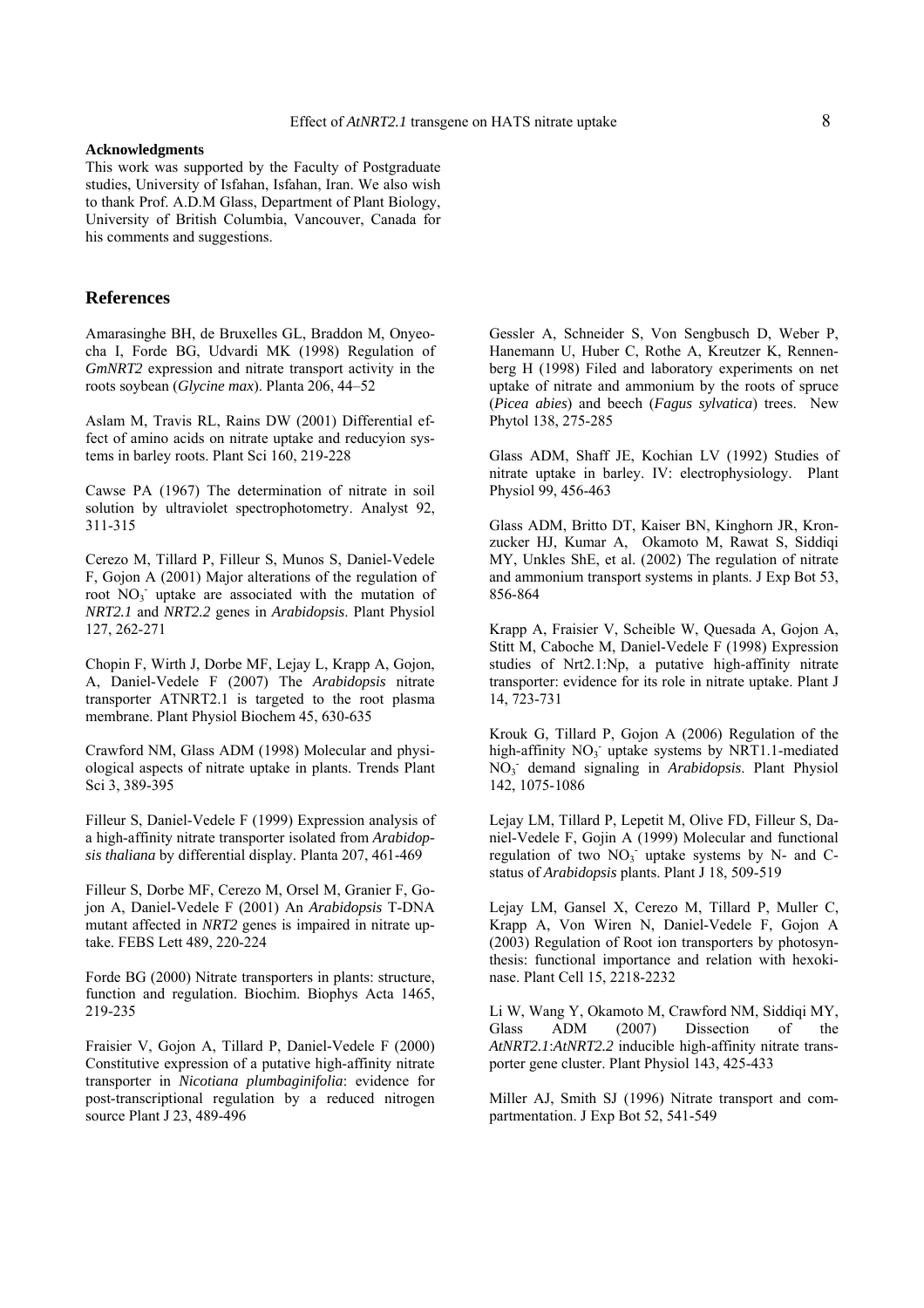**Acknowledgments**

This work was supported by the Faculty of Postgraduate studies, University of Isfahan, Isfahan, Iran. We also wish to thank Prof. A.D.M Glass, Department of Plant Biology, University of British Columbia, Vancouver, Canada for his comments and suggestions.

## References

Amarasinghe BH, de Bruxelles GL, Braddon M, Onyeocha I, Forde BG, Udvardi MK (1998) Regulation of *GmNRT2* expression and nitrate transport activity in the roots soybean (*Glycine max*). Planta 206, 44–52

Aslam M, Travis RL, Rains DW (2001) Differential effect of amino acids on nitrate uptake and reducyion systems in barley roots. Plant Sci 160, 219-228

Cawse PA (1967) The determination of nitrate in soil solution by ultraviolet spectrophotometry. Analyst 92, 311-315

Cerezo M, Tillard P, Filleur S, Munos S, Daniel-Vedele F, Gojon A (2001) Major alterations of the regulation of root $NO_3^-$ uptake are associated with the mutation of *NRT2.1* and *NRT2.2* genes in *Arabidopsis*. Plant Physiol 127, 262-271

Chopin F, Wirth J, Dorbe MF, Lejay L, Krapp A, Gojon, A, Daniel-Vedele F (2007) The *Arabidopsis* nitrate transporter ATNRT2.1 is targeted to the root plasma membrane. Plant Physiol Biochem 45, 630-635

Crawford NM, Glass ADM (1998) Molecular and physiological aspects of nitrate uptake in plants. Trends Plant Sci 3, 389-395

Filleur S, Daniel-Vedele F (1999) Expression analysis of a high-affinity nitrate transporter isolated from *Arabidopsis thaliana* by differential display. Planta 207, 461-469

Filleur S, Dorbe MF, Cerezo M, Orsel M, Granier F, Gojon A, Daniel-Vedele F (2001) An *Arabidopsis* T-DNA mutant affected in *NRT2* genes is impaired in nitrate uptake. FEBS Lett 489, 220-224

Forde BG (2000) Nitrate transporters in plants: structure, function and regulation. Biochim. Biophys Acta 1465, 219-235

Fraisier V, Gojon A, Tillard P, Daniel-Vedele F (2000) Constitutive expression of a putative high-affinity nitrate transporter in *Nicotiana plumbaginifolia*: evidence for post-transcriptional regulation by a reduced nitrogen source Plant J 23, 489-496

Gessler A, Schneider S, Von Sengbusch D, Weber P, Hanemann U, Huber C, Rothe A, Kreutzer K, Rennenberg H (1998) Filed and laboratory experiments on net uptake of nitrate and ammonium by the roots of spruce (*Picea abies*) and beech (*Fagus sylvatica*) trees. New Phytol 138, 275-285

Glass ADM, Shaff JE, Kochian LV (1992) Studies of nitrate uptake in barley. IV: electrophysiology. Plant Physiol 99, 456-463

Glass ADM, Britto DT, Kaiser BN, Kinghorn JR, Kronzucker HJ, Kumar A, Okamoto M, Rawat S, Siddiqi MY, Unkles ShE, et al. (2002) The regulation of nitrate and ammonium transport systems in plants. J Exp Bot 53, 856-864

Krapp A, Fraisier V, Scheible W, Quesada A, Gojon A, Stitt M, Caboche M, Daniel-Vedele F (1998) Expression studies of Nrt2.1:Np, a putative high-affinity nitrate transporter: evidence for its role in nitrate uptake. Plant J 14, 723-731

Krouk G, Tillard P, Gojon A (2006) Regulation of the high-affinity $NO_3^-$ uptake systems by NRT1.1-mediated $NO_3^-$ demand signaling in *Arabidopsis*. Plant Physiol 142, 1075-1086

Lejay LM, Tillard P, Lepetit M, Olive FD, Filleur S, Daniel-Vedele F, Gojin A (1999) Molecular and functional regulation of two $NO_3^-$ uptake systems by N- and C-status of *Arabidopsis* plants. Plant J 18, 509-519

Lejay LM, Gansel X, Cerezo M, Tillard P, Muller C, Krapp A, Von Wiren N, Daniel-Vedele F, Gojon A (2003) Regulation of Root ion transporters by photosynthesis: functional importance and relation with hexokinase. Plant Cell 15, 2218-2232

Li W, Wang Y, Okamoto M, Crawford NM, Siddiqi MY, Glass ADM (2007) Dissection of the *AtNRT2.1*:*AtNRT2.2* inducible high-affinity nitrate transporter gene cluster. Plant Physiol 143, 425-433

Miller AJ, Smith SJ (1996) Nitrate transport and compartmentation. J Exp Bot 52, 541-549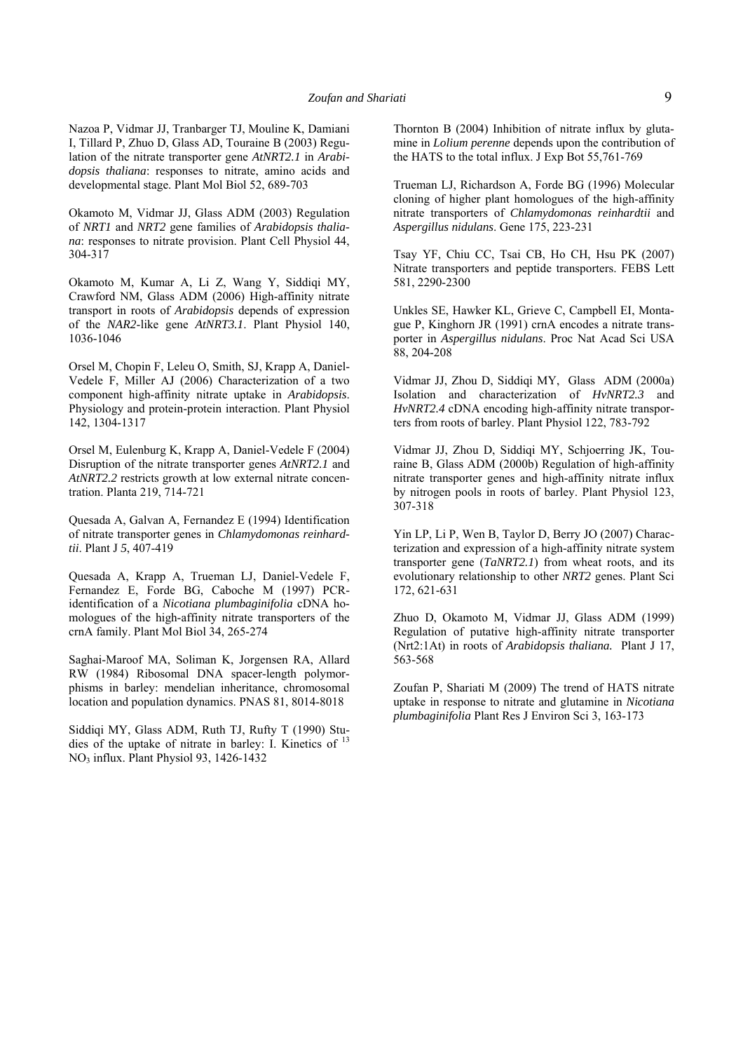Nazoa P, Vidmar JJ, Tranbarger TJ, Mouline K, Damiani I, Tillard P, Zhuo D, Glass AD, Touraine B (2003) Regulation of the nitrate transporter gene *AtNRT2.1* in *Arabidopsis thaliana*: responses to nitrate, amino acids and developmental stage. Plant Mol Biol 52, 689-703

Okamoto M, Vidmar JJ, Glass ADM (2003) Regulation of *NRT1* and *NRT2* gene families of *Arabidopsis thaliana*: responses to nitrate provision. Plant Cell Physiol 44, 304-317

Okamoto M, Kumar A, Li Z, Wang Y, Siddiqi MY, Crawford NM, Glass ADM (2006) High-affinity nitrate transport in roots of *Arabidopsis* depends of expression of the *NAR2*-like gene *AtNRT3.1*. Plant Physiol 140, 1036-1046

Orsel M, Chopin F, Leleu O, Smith, SJ, Krapp A, Daniel-Vedele F, Miller AJ (2006) Characterization of a two component high-affinity nitrate uptake in *Arabidopsis*. Physiology and protein-protein interaction. Plant Physiol 142, 1304-1317

Orsel M, Eulenburg K, Krapp A, Daniel-Vedele F (2004) Disruption of the nitrate transporter genes *AtNRT2.1* and *AtNRT2.2* restricts growth at low external nitrate concentration. Planta 219, 714-721

Quesada A, Galvan A, Fernandez E (1994) Identification of nitrate transporter genes in *Chlamydomonas reinhardtii*. Plant J *5*, 407-419

Quesada A, Krapp A, Trueman LJ, Daniel-Vedele F, Fernandez E, Forde BG, Caboche M (1997) PCR-identification of a *Nicotiana plumbaginifolia* cDNA homologues of the high-affinity nitrate transporters of the crnA family. Plant Mol Biol 34, 265-274

Saghai-Maroof MA, Soliman K, Jorgensen RA, Allard RW (1984) Ribosomal DNA spacer-length polymorphisms in barley: mendelian inheritance, chromosomal location and population dynamics. PNAS 81, 8014-8018

Siddiqi MY, Glass ADM, Ruth TJ, Rufty T (1990) Studies of the uptake of nitrate in barley: I. Kinetics of $^{13}NO_3$ influx. Plant Physiol 93, 1426-1432

Thornton B (2004) Inhibition of nitrate influx by glutamine in *Lolium perenne* depends upon the contribution of the HATS to the total influx. J Exp Bot 55,761-769

Trueman LJ, Richardson A, Forde BG (1996) Molecular cloning of higher plant homologues of the high-affinity nitrate transporters of *Chlamydomonas reinhardtii* and *Aspergillus nidulans*. Gene 175, 223-231

Tsay YF, Chiu CC, Tsai CB, Ho CH, Hsu PK (2007) Nitrate transporters and peptide transporters. FEBS Lett 581, 2290-2300

Unkles SE, Hawker KL, Grieve C, Campbell EI, Montague P, Kinghorn JR (1991) crnA encodes a nitrate transporter in *Aspergillus nidulans*. Proc Nat Acad Sci USA 88, 204-208

Vidmar JJ, Zhou D, Siddiqi MY, Glass ADM (2000a) Isolation and characterization of *HvNRT2.3* and *HvNRT2.4* cDNA encoding high-affinity nitrate transporters from roots of barley. Plant Physiol 122, 783-792

Vidmar JJ, Zhou D, Siddiqi MY, Schjoerring JK, Touraine B, Glass ADM (2000b) Regulation of high-affinity nitrate transporter genes and high-affinity nitrate influx by nitrogen pools in roots of barley. Plant Physiol 123, 307-318

Yin LP, Li P, Wen B, Taylor D, Berry JO (2007) Characterization and expression of a high-affinity nitrate system transporter gene (*TaNRT2.1*) from wheat roots, and its evolutionary relationship to other *NRT2* genes. Plant Sci 172, 621-631

Zhuo D, Okamoto M, Vidmar JJ, Glass ADM (1999) Regulation of putative high-affinity nitrate transporter (Nrt2:1At) in roots of *Arabidopsis thaliana.* Plant J 17, 563-568

Zoufan P, Shariati M (2009) The trend of HATS nitrate uptake in response to nitrate and glutamine in *Nicotiana plumbaginifolia* Plant Res J Environ Sci 3, 163-173